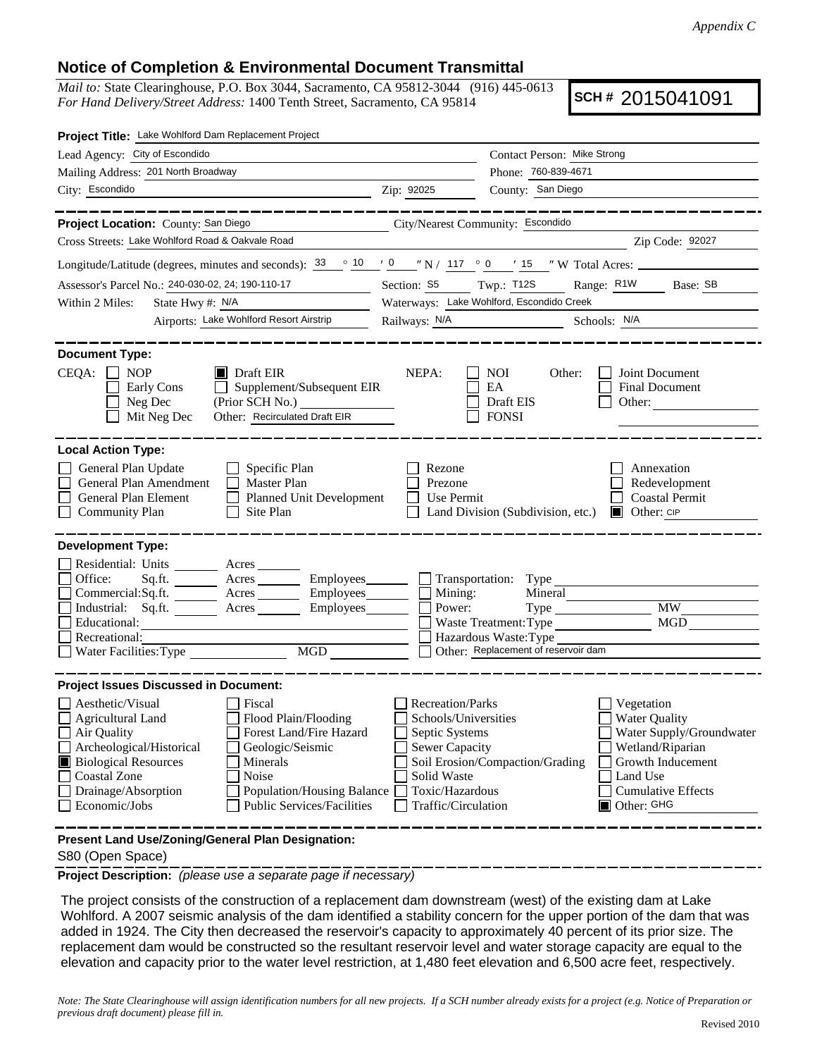*Appendix C*

## Notice of Completion & Environmental Document Transmittal

*Mail to:* State Clearinghouse, P.O. Box 3044, Sacramento, CA 95812-3044 (916) 445-0613
*For Hand Delivery/Street Address:* 1400 Tenth Street, Sacramento, CA 95814

**SCH #** 2015041091

**Project Title:** Lake Wohlford Dam Replacement Project

Lead Agency: City of Escondido
Contact Person: Mike Strong
Mailing Address: 201 North Broadway
Phone: 760-839-4671
City: Escondido
Zip: 92025
County: San Diego

---

**Project Location:** County: San Diego
City/Nearest Community: Escondido
Cross Streets: Lake Wohlford Road & Oakvale Road
Zip Code: 92027

Longitude/Latitude (degrees, minutes and seconds): 33 ° 10 ′ 0 ″ N / 117 ° 0 ′ 15 ″ W Total Acres:

Assessor's Parcel No.: 240-030-02, 24; 190-110-17
Section: S5 Twp.: T12S Range: R1W Base: SB

Within 2 Miles: State Hwy #: N/A
Waterways: Lake Wohlford, Escondido Creek
Airports: Lake Wohlford Resort Airstrip
Railways: N/A
Schools: N/A

---

**Document Type:**

CEQA:
- ☐ NOP
- ☐ Early Cons
- ☐ Neg Dec
- ☐ Mit Neg Dec
- ☒ Draft EIR
- ☐ Supplement/Subsequent EIR (Prior SCH No.)
- Other: Recirculated Draft EIR

NEPA:
- ☐ NOI
- ☐ EA
- ☐ Draft EIS
- ☐ FONSI

Other:
- ☐ Joint Document
- ☐ Final Document
- ☐ Other:

---

**Local Action Type:**

- ☐ General Plan Update
- ☐ General Plan Amendment
- ☐ General Plan Element
- ☐ Community Plan
- ☐ Specific Plan
- ☐ Master Plan
- ☐ Planned Unit Development
- ☐ Site Plan
- ☐ Rezone
- ☐ Prezone
- ☐ Use Permit
- ☐ Land Division (Subdivision, etc.)
- ☐ Annexation
- ☐ Redevelopment
- ☐ Coastal Permit
- ☒ Other: CIP

---

**Development Type:**

- ☐ Residential: Units ___ Acres ___
- ☐ Office: Sq.ft. ___ Acres ___ Employees ___
- ☐ Commercial: Sq.ft. ___ Acres ___ Employees ___
- ☐ Industrial: Sq.ft. ___ Acres ___ Employees ___
- ☐ Educational:
- ☐ Recreational:
- ☐ Water Facilities: Type ___ MGD ___
- ☐ Transportation: Type
- ☐ Mining: Mineral
- ☐ Power: Type ___ MW
- ☐ Waste Treatment: Type ___ MGD
- ☐ Hazardous Waste: Type
- ☐ Other: Replacement of reservoir dam

---

**Project Issues Discussed in Document:**

- ☐ Aesthetic/Visual
- ☐ Agricultural Land
- ☐ Air Quality
- ☐ Archeological/Historical
- ☒ Biological Resources
- ☐ Coastal Zone
- ☐ Drainage/Absorption
- ☐ Economic/Jobs
- ☐ Fiscal
- ☐ Flood Plain/Flooding
- ☐ Forest Land/Fire Hazard
- ☐ Geologic/Seismic
- ☐ Minerals
- ☐ Noise
- ☐ Population/Housing Balance
- ☐ Public Services/Facilities
- ☐ Recreation/Parks
- ☐ Schools/Universities
- ☐ Septic Systems
- ☐ Sewer Capacity
- ☐ Soil Erosion/Compaction/Grading
- ☐ Solid Waste
- ☐ Toxic/Hazardous
- ☐ Traffic/Circulation
- ☐ Vegetation
- ☐ Water Quality
- ☐ Water Supply/Groundwater
- ☐ Wetland/Riparian
- ☐ Growth Inducement
- ☐ Land Use
- ☐ Cumulative Effects
- ☒ Other: GHG

---

**Present Land Use/Zoning/General Plan Designation:**

S80 (Open Space)

**Project Description:** *(please use a separate page if necessary)*

The project consists of the construction of a replacement dam downstream (west) of the existing dam at Lake Wohlford. A 2007 seismic analysis of the dam identified a stability concern for the upper portion of the dam that was added in 1924. The City then decreased the reservoir's capacity to approximately 40 percent of its prior size. The replacement dam would be constructed so the resultant reservoir level and water storage capacity are equal to the elevation and capacity prior to the water level restriction, at 1,480 feet elevation and 6,500 acre feet, respectively.

*Note: The State Clearinghouse will assign identification numbers for all new projects. If a SCH number already exists for a project (e.g. Notice of Preparation or previous draft document) please fill in.*

Revised 2010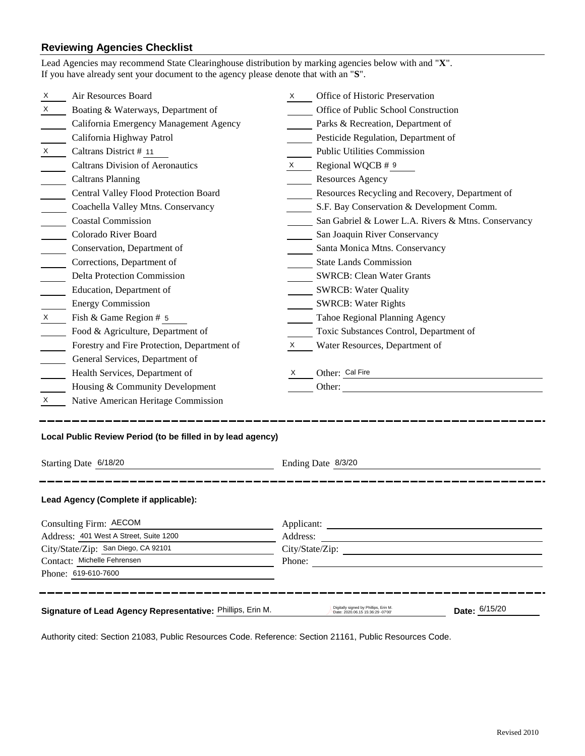## Reviewing Agencies Checklist

Lead Agencies may recommend State Clearinghouse distribution by marking agencies below with and "**X**".
If you have already sent your document to the agency please denote that with an "**S**".

| | | | |
|---|---|---|---|
| X | Air Resources Board | X | Office of Historic Preservation |
| X | Boating & Waterways, Department of | | Office of Public School Construction |
| | California Emergency Management Agency | | Parks & Recreation, Department of |
| | California Highway Patrol | | Pesticide Regulation, Department of |
| X | Caltrans District # 11 | | Public Utilities Commission |
| | Caltrans Division of Aeronautics | X | Regional WQCB # 9 |
| | Caltrans Planning | | Resources Agency |
| | Central Valley Flood Protection Board | | Resources Recycling and Recovery, Department of |
| | Coachella Valley Mtns. Conservancy | | S.F. Bay Conservation & Development Comm. |
| | Coastal Commission | | San Gabriel & Lower L.A. Rivers & Mtns. Conservancy |
| | Colorado River Board | | San Joaquin River Conservancy |
| | Conservation, Department of | | Santa Monica Mtns. Conservancy |
| | Corrections, Department of | | State Lands Commission |
| | Delta Protection Commission | | SWRCB: Clean Water Grants |
| | Education, Department of | | SWRCB: Water Quality |
| | Energy Commission | | SWRCB: Water Rights |
| X | Fish & Game Region # 5 | | Tahoe Regional Planning Agency |
| | Food & Agriculture, Department of | | Toxic Substances Control, Department of |
| | Forestry and Fire Protection, Department of | X | Water Resources, Department of |
| | General Services, Department of | | |
| | Health Services, Department of | X | Other: Cal Fire |
| | Housing & Community Development | | Other: |
| X | Native American Heritage Commission | | |

### Local Public Review Period (to be filled in by lead agency)

Starting Date 6/18/20 | Ending Date 8/3/20

### Lead Agency (Complete if applicable):

| | |
|---|---|
| Consulting Firm: AECOM | Applicant: |
| Address: 401 West A Street, Suite 1200 | Address: |
| City/State/Zip: San Diego, CA 92101 | City/State/Zip: |
| Contact: Michelle Fehrensen | Phone: |
| Phone: 619-610-7600 | |

**Signature of Lead Agency Representative:** Phillips, Erin M. Digitally signed by Phillips, Erin M. Date: 2020.06.15 15:36:29 -07'00' **Date:** 6/15/20

Authority cited: Section 21083, Public Resources Code. Reference: Section 21161, Public Resources Code.

Revised 2010